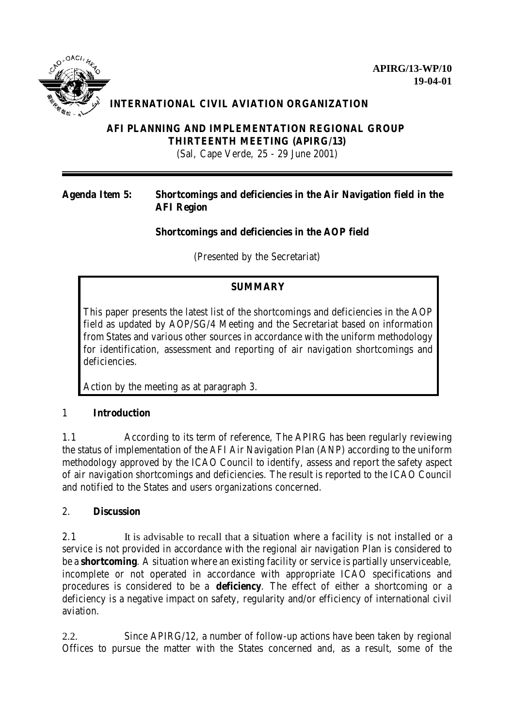**APIRG/13-WP/10**
**19-04-01**

**INTERNATIONAL CIVIL AVIATION ORGANIZATION**

**AFI PLANNING AND IMPLEMENTATION REGIONAL GROUP**
**THIRTEENTH MEETING (APIRG/13)**
(Sal, Cape Verde, 25 - 29 June 2001)

---

**Agenda Item 5: Shortcomings and deficiencies in the Air Navigation field in the AFI Region**

**Shortcomings and deficiencies in the AOP field**

(Presented by the Secretariat)

> **SUMMARY**
>
> This paper presents the latest list of the shortcomings and deficiencies in the AOP field as updated by AOP/SG/4 Meeting and the Secretariat based on information from States and various other sources in accordance with the uniform methodology for identification, assessment and reporting of air navigation shortcomings and deficiencies.
>
> Action by the meeting as at paragraph 3.

## 1 Introduction

1.1 According to its term of reference, The APIRG has been regularly reviewing the status of implementation of the AFI Air Navigation Plan (ANP) according to the uniform methodology approved by the ICAO Council to identify, assess and report the safety aspect of air navigation shortcomings and deficiencies. The result is reported to the ICAO Council and notified to the States and users organizations concerned.

## 2. Discussion

2.1 It is advisable to recall that a situation where a facility is not installed or a service is not provided in accordance with the regional air navigation Plan is considered to be a **shortcoming**. A situation where an existing facility or service is partially unserviceable, incomplete or not operated in accordance with appropriate ICAO specifications and procedures is considered to be a **deficiency**. The effect of either a shortcoming or a deficiency is a negative impact on safety, regularity and/or efficiency of international civil aviation.

2.2. Since APIRG/12, a number of follow-up actions have been taken by regional Offices to pursue the matter with the States concerned and, as a result, some of the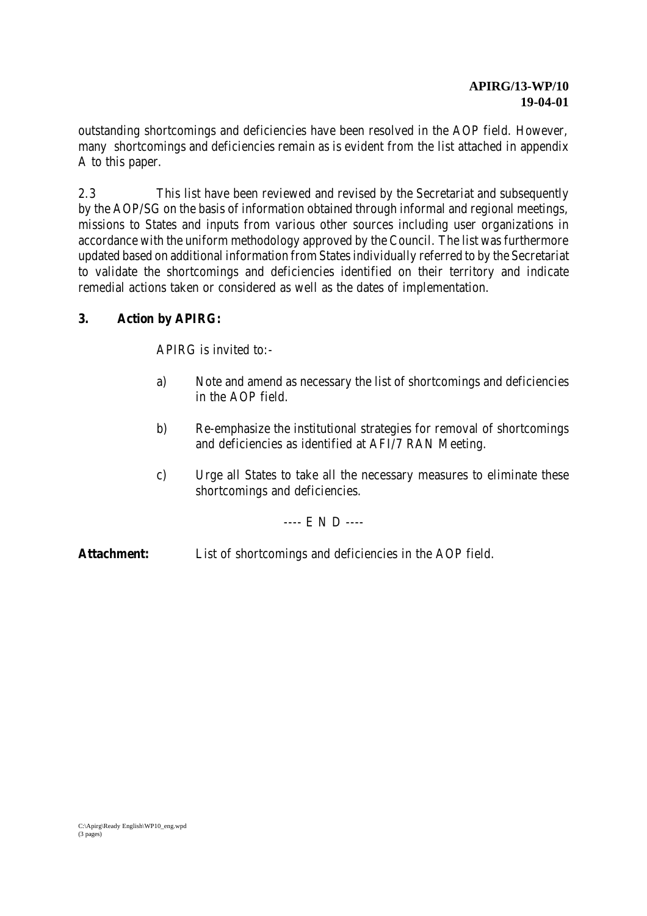outstanding shortcomings and deficiencies have been resolved in the AOP field. However, many shortcomings and deficiencies remain as is evident from the list attached in appendix A to this paper.

2.3 This list have been reviewed and revised by the Secretariat and subsequently by the AOP/SG on the basis of information obtained through informal and regional meetings, missions to States and inputs from various other sources including user organizations in accordance with the uniform methodology approved by the Council. The list was furthermore updated based on additional information from States individually referred to by the Secretariat to validate the shortcomings and deficiencies identified on their territory and indicate remedial actions taken or considered as well as the dates of implementation.

## 3. Action by APIRG:

APIRG is invited to:-

a) Note and amend as necessary the list of shortcomings and deficiencies in the AOP field.

b) Re-emphasize the institutional strategies for removal of shortcomings and deficiencies as identified at AFI/7 RAN Meeting.

c) Urge all States to take all the necessary measures to eliminate these shortcomings and deficiencies.

---- E N D ----

**Attachment:** List of shortcomings and deficiencies in the AOP field.

C:\Apirg\Ready English\WP10_eng.wpd
(3 pages)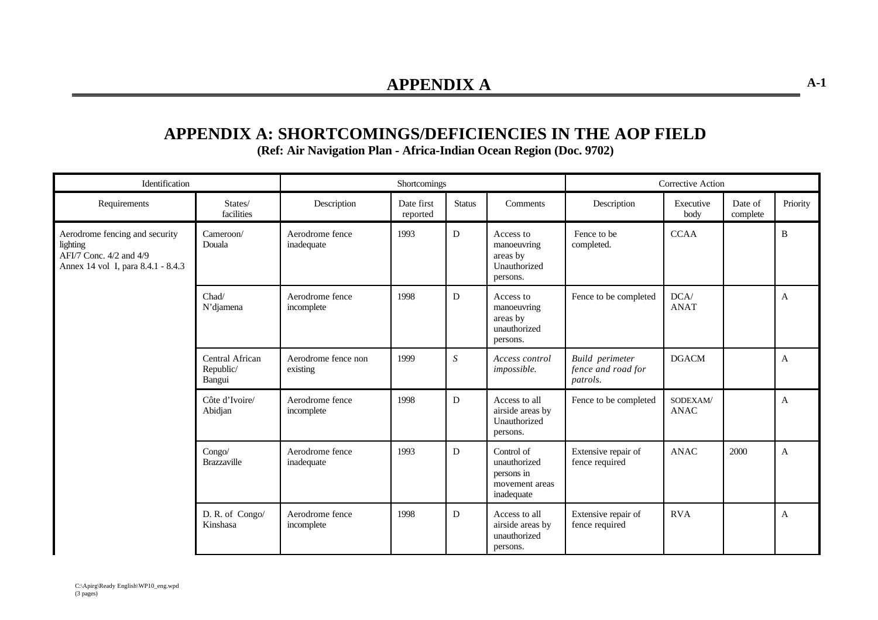# APPENDIX A

## APPENDIX A: SHORTCOMINGS/DEFICIENCIES IN THE AOP FIELD

**(Ref: Air Navigation Plan - Africa-Indian Ocean Region (Doc. 9702)**

| Identification | | Shortcomings | | | | Corrective Action | | | |
|---|---|---|---|---|---|---|---|---|---|
| Requirements | States/ facilities | Description | Date first reported | Status | Comments | Description | Executive body | Date of complete | Priority |
| Aerodrome fencing and security lighting AFI/7 Conc. 4/2 and 4/9 Annex 14 vol I, para 8.4.1 - 8.4.3 | Cameroon/ Douala | Aerodrome fence inadequate | 1993 | D | Access to manoeuvring areas by Unauthorized persons. | Fence to be completed. | CCAA | | B |
| | Chad/ N'djamena | Aerodrome fence incomplete | 1998 | D | Access to manoeuvring areas by unauthorized persons. | Fence to be completed | DCA/ ANAT | | A |
| | Central African Republic/ Bangui | Aerodrome fence non existing | 1999 | *S* | *Access control impossible.* | *Build perimeter fence and road for patrols.* | DGACM | | A |
| | Côte d'Ivoire/ Abidjan | Aerodrome fence incomplete | 1998 | D | Access to all airside areas by Unauthorized persons. | Fence to be completed | SODEXAM/ ANAC | | A |
| | Congo/ Brazzaville | Aerodrome fence inadequate | 1993 | D | Control of unauthorized persons in movement areas inadequate | Extensive repair of fence required | ANAC | 2000 | A |
| | D. R. of Congo/ Kinshasa | Aerodrome fence incomplete | 1998 | D | Access to all airside areas by unauthorized persons. | Extensive repair of fence required | RVA | | A |

C:\Apirg\Ready English\WP10_eng.wpd
(3 pages)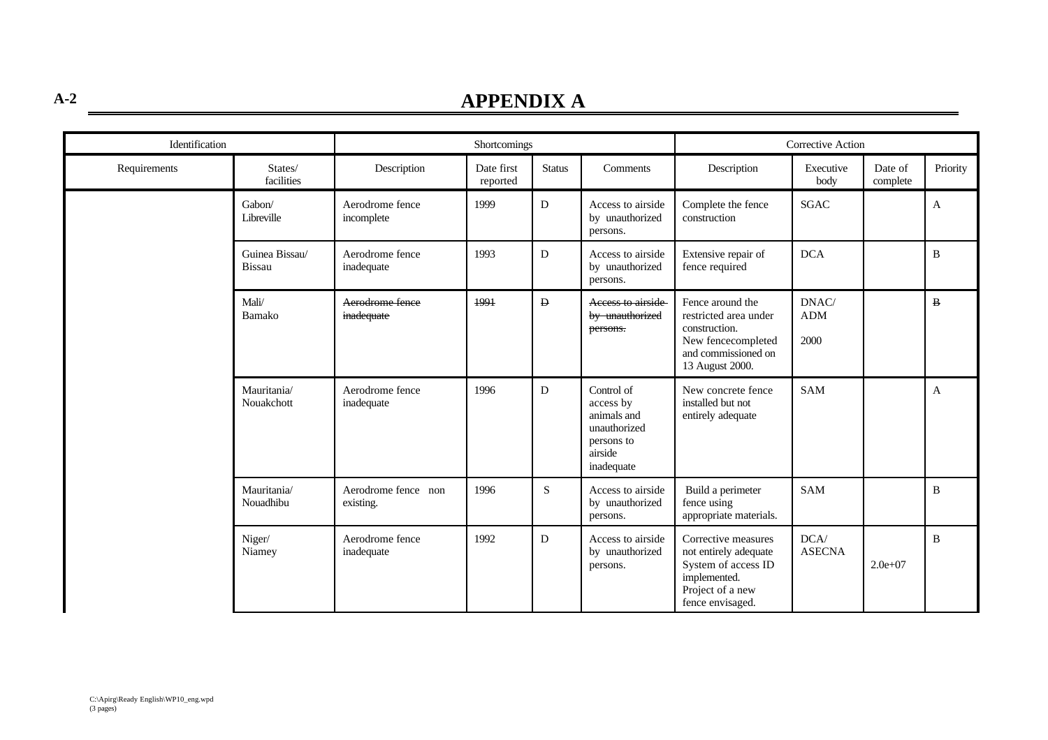# APPENDIX A

| Identification | | Shortcomings | | | | Corrective Action | | | |
|---|---|---|---|---|---|---|---|---|---|
| Requirements | States/ facilities | Description | Date first reported | Status | Comments | Description | Executive body | Date of complete | Priority |
| | Gabon/ Libreville | Aerodrome fence incomplete | 1999 | D | Access to airside by unauthorized persons. | Complete the fence construction | SGAC | | A |
| | Guinea Bissau/ Bissau | Aerodrome fence inadequate | 1993 | D | Access to airside by unauthorized persons. | Extensive repair of fence required | DCA | | B |
| | Mali/ Bamako | ~~Aerodrome fence inadequate~~ | ~~1991~~ | ~~D~~ | ~~Access to airside by unauthorized persons.~~ | Fence around the restricted area under construction. New fencecompleted and commissioned on 13 August 2000. | DNAC/ ADM 2000 | | ~~B~~ |
| | Mauritania/ Nouakchott | Aerodrome fence inadequate | 1996 | D | Control of access by animals and unauthorized persons to airside inadequate | New concrete fence installed but not entirely adequate | SAM | | A |
| | Mauritania/ Nouadhibu | Aerodrome fence non existing. | 1996 | S | Access to airside by unauthorized persons. | Build a perimeter fence using appropriate materials. | SAM | | B |
| | Niger/ Niamey | Aerodrome fence inadequate | 1992 | D | Access to airside by unauthorized persons. | Corrective measures not entirely adequate System of access ID implemented. Project of a new fence envisaged. | DCA/ ASECNA | 2.0e+07 | B |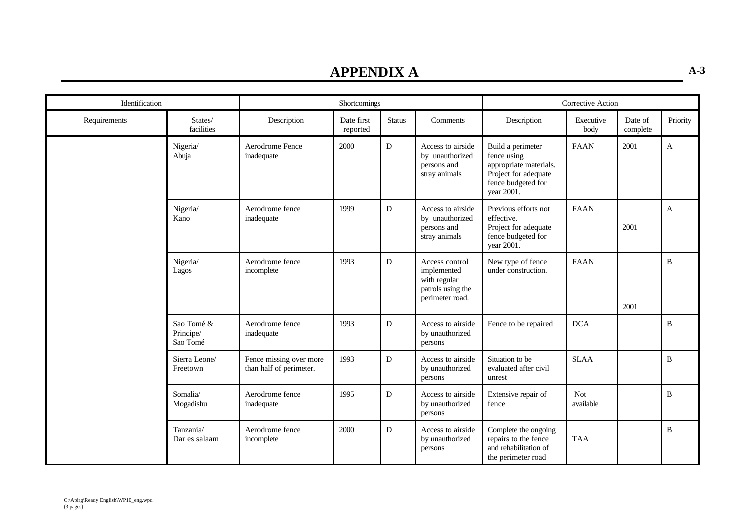# APPENDIX A

| Identification | | Shortcomings | | | | Corrective Action | | | |
|---|---|---|---|---|---|---|---|---|---|
| Requirements | States/ facilities | Description | Date first reported | Status | Comments | Description | Executive body | Date of complete | Priority |
| | Nigeria/ Abuja | Aerodrome Fence inadequate | 2000 | D | Access to airside by unauthorized persons and stray animals | Build a perimeter fence using appropriate materials. Project for adequate fence budgeted for year 2001. | FAAN | 2001 | A |
| | Nigeria/ Kano | Aerodrome fence inadequate | 1999 | D | Access to airside by unauthorized persons and stray animals | Previous efforts not effective. Project for adequate fence budgeted for year 2001. | FAAN | 2001 | A |
| | Nigeria/ Lagos | Aerodrome fence incomplete | 1993 | D | Access control implemented with regular patrols using the perimeter road. | New type of fence under construction. | FAAN | 2001 | B |
| | Sao Tomé & Principe/ Sao Tomé | Aerodrome fence inadequate | 1993 | D | Access to airside by unauthorized persons | Fence to be repaired | DCA | | B |
| | Sierra Leone/ Freetown | Fence missing over more than half of perimeter. | 1993 | D | Access to airside by unauthorized persons | Situation to be evaluated after civil unrest | SLAA | | B |
| | Somalia/ Mogadishu | Aerodrome fence inadequate | 1995 | D | Access to airside by unauthorized persons | Extensive repair of fence | Not available | | B |
| | Tanzania/ Dar es salaam | Aerodrome fence incomplete | 2000 | D | Access to airside by unauthorized persons | Complete the ongoing repairs to the fence and rehabilitation of the perimeter road | TAA | | B |

C:\Apirg\Ready English\WP10_eng.wpd
(3 pages)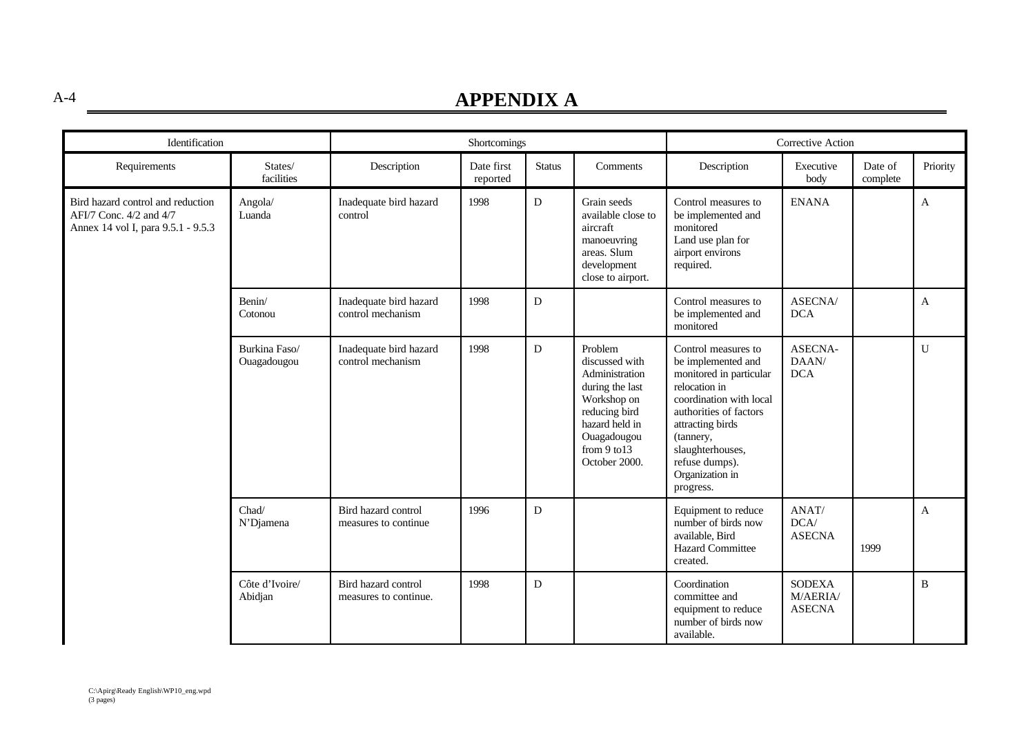# APPENDIX A

| Identification | | Shortcomings | | | | Corrective Action | | | |
|---|---|---|---|---|---|---|---|---|---|
| Requirements | States/ facilities | Description | Date first reported | Status | Comments | Description | Executive body | Date of complete | Priority |
| Bird hazard control and reduction AFI/7 Conc. 4/2 and 4/7 Annex 14 vol I, para 9.5.1 - 9.5.3 | Angola/ Luanda | Inadequate bird hazard control | 1998 | D | Grain seeds available close to aircraft manoeuvring areas. Slum development close to airport. | Control measures to be implemented and monitored Land use plan for airport environs required. | ENANA | | A |
| | Benin/ Cotonou | Inadequate bird hazard control mechanism | 1998 | D | | Control measures to be implemented and monitored | ASECNA/ DCA | | A |
| | Burkina Faso/ Ouagadougou | Inadequate bird hazard control mechanism | 1998 | D | Problem discussed with Administration during the last Workshop on reducing bird hazard held in Ouagadougou from 9 to13 October 2000. | Control measures to be implemented and monitored in particular relocation in coordination with local authorities of factors attracting birds (tannery, slaughterhouses, refuse dumps). Organization in progress. | ASECNA-DAAN/ DCA | | U |
| | Chad/ N'Djamena | Bird hazard control measures to continue | 1996 | D | | Equipment to reduce number of birds now available, Bird Hazard Committee created. | ANAT/ DCA/ ASECNA | 1999 | A |
| | Côte d'Ivoire/ Abidjan | Bird hazard control measures to continue. | 1998 | D | | Coordination committee and equipment to reduce number of birds now available. | SODEXA M/AERIA/ ASECNA | | B |

C:\Apirg\Ready English\WP10_eng.wpd
(3 pages)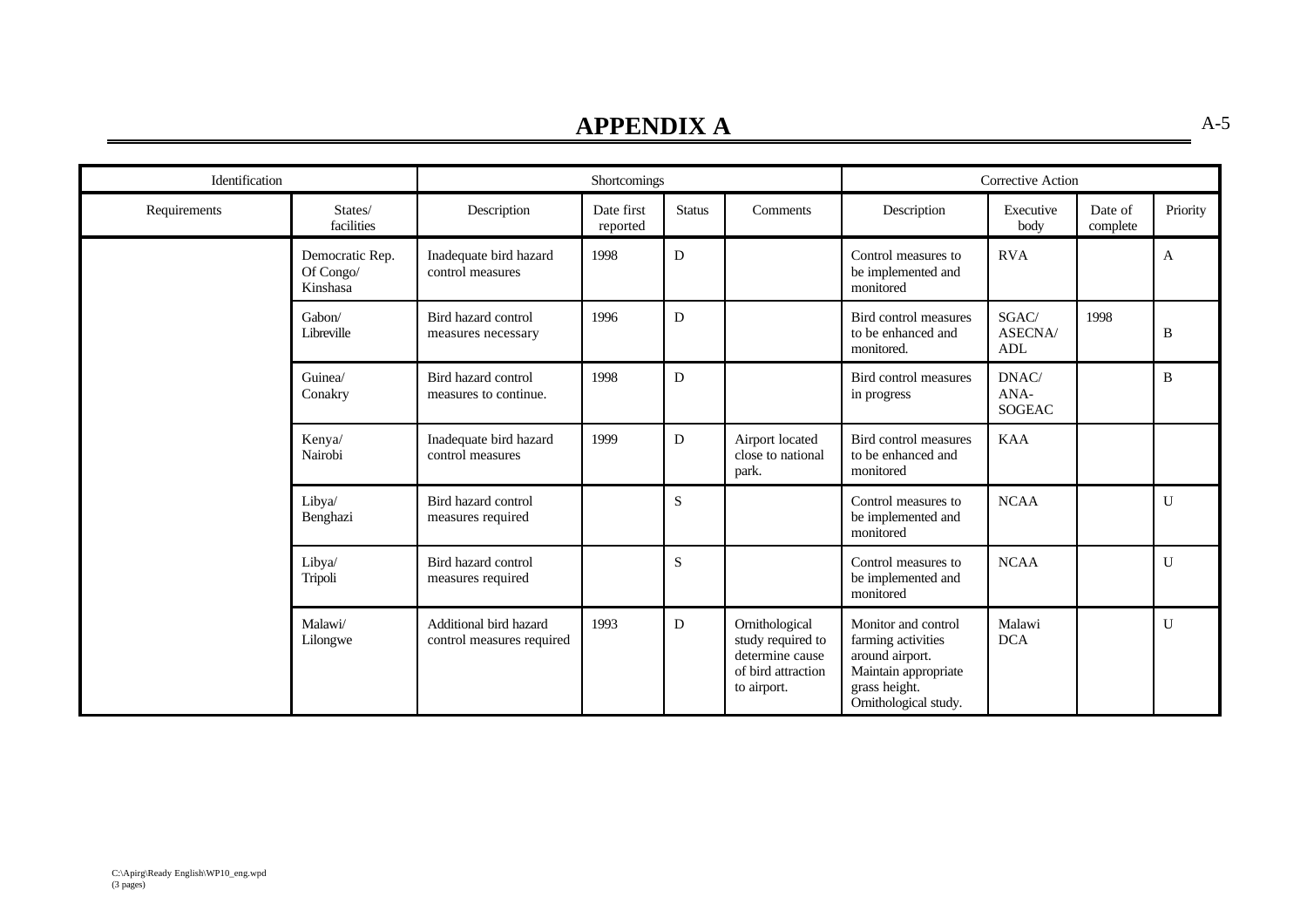# APPENDIX A

| Identification | | Shortcomings | | | | Corrective Action | | | |
|---|---|---|---|---|---|---|---|---|---|
| Requirements | States/ facilities | Description | Date first reported | Status | Comments | Description | Executive body | Date of complete | Priority |
| | Democratic Rep. Of Congo/ Kinshasa | Inadequate bird hazard control measures | 1998 | D | | Control measures to be implemented and monitored | RVA | | A |
| | Gabon/ Libreville | Bird hazard control measures necessary | 1996 | D | | Bird control measures to be enhanced and monitored. | SGAC/ ASECNA/ ADL | 1998 | B |
| | Guinea/ Conakry | Bird hazard control measures to continue. | 1998 | D | | Bird control measures in progress | DNAC/ ANA-SOGEAC | | B |
| | Kenya/ Nairobi | Inadequate bird hazard control measures | 1999 | D | Airport located close to national park. | Bird control measures to be enhanced and monitored | KAA | | |
| | Libya/ Benghazi | Bird hazard control measures required | | S | | Control measures to be implemented and monitored | NCAA | | U |
| | Libya/ Tripoli | Bird hazard control measures required | | S | | Control measures to be implemented and monitored | NCAA | | U |
| | Malawi/ Lilongwe | Additional bird hazard control measures required | 1993 | D | Ornithological study required to determine cause of bird attraction to airport. | Monitor and control farming activities around airport. Maintain appropriate grass height. Ornithological study. | Malawi DCA | | U |

C:\Apirg\Ready English\WP10_eng.wpd
(3 pages)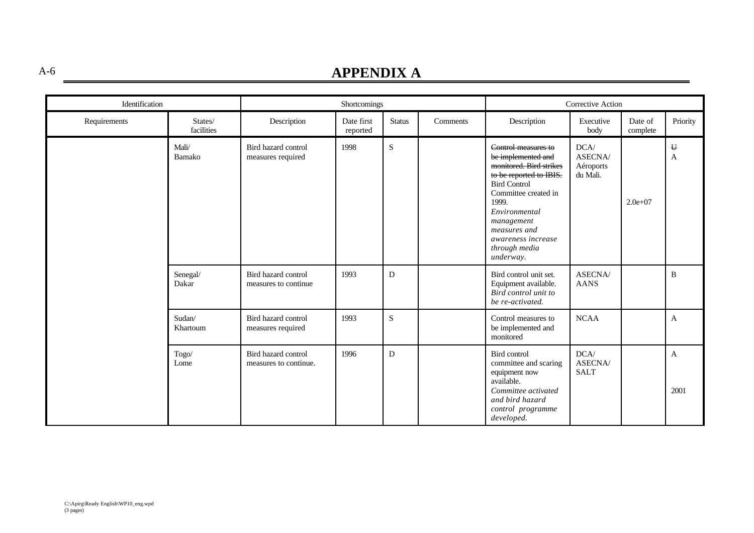# APPENDIX A

| Identification | | Shortcomings | | | | Corrective Action | | | |
|---|---|---|---|---|---|---|---|---|---|
| Requirements | States/ facilities | Description | Date first reported | Status | Comments | Description | Executive body | Date of complete | Priority |
| | Mali/ Bamako | Bird hazard control measures required | 1998 | S | | ~~Control measures to be implemented and monitored. Bird strikes to be reported to IBIS.~~ Bird Control Committee created in 1999. *Environmental management measures and awareness increase through media underway.* | DCA/ ASECNA/ Aéroports du Mali. | 2.0e+07 | ~~U~~ A |
| | Senegal/ Dakar | Bird hazard control measures to continue | 1993 | D | | Bird control unit set. Equipment available. *Bird control unit to be re-activated.* | ASECNA/ AANS | | B |
| | Sudan/ Khartoum | Bird hazard control measures required | 1993 | S | | Control measures to be implemented and monitored | NCAA | | A |
| | Togo/ Lome | Bird hazard control measures to continue. | 1996 | D | | Bird control committee and scaring equipment now available. *Committee activated and bird hazard control programme developed.* | DCA/ ASECNA/ SALT | | A 2001 |

C:\Apirg\Ready English\WP10_eng.wpd
(3 pages)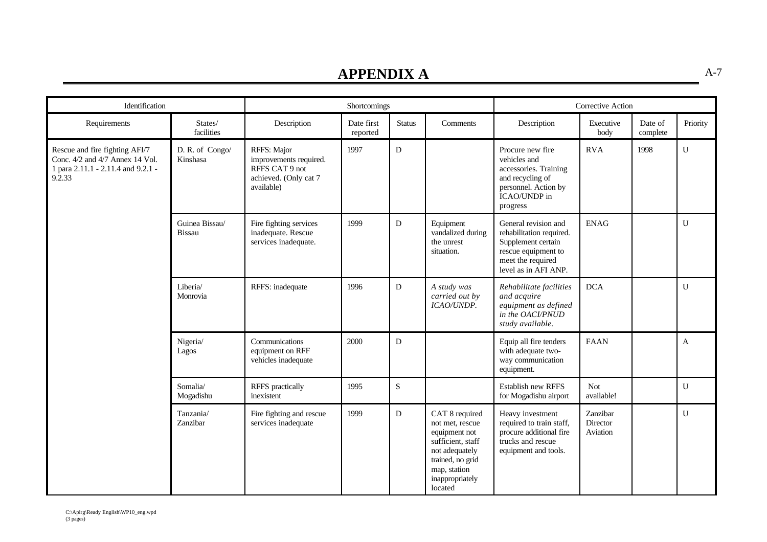# APPENDIX A

| Identification | | Shortcomings | | | | Corrective Action | | | |
|---|---|---|---|---|---|---|---|---|---|
| Requirements | States/ facilities | Description | Date first reported | Status | Comments | Description | Executive body | Date of complete | Priority |
| Rescue and fire fighting AFI/7 Conc. 4/2 and 4/7 Annex 14 Vol. 1 para 2.11.1 - 2.11.4 and 9.2.1 - 9.2.33 | D. R. of Congo/ Kinshasa | RFFS: Major improvements required. RFFS CAT 9 not achieved. (Only cat 7 available) | 1997 | D | | Procure new fire vehicles and accessories. Training and recycling of personnel. Action by ICAO/UNDP in progress | RVA | 1998 | U |
| | Guinea Bissau/ Bissau | Fire fighting services inadequate. Rescue services inadequate. | 1999 | D | Equipment vandalized during the unrest situation. | General revision and rehabilitation required. Supplement certain rescue equipment to meet the required level as in AFI ANP. | ENAG | | U |
| | Liberia/ Monrovia | RFFS: inadequate | 1996 | D | *A study was carried out by ICAO/UNDP.* | *Rehabilitate facilities and acquire equipment as defined in the OACI/PNUD study available.* | DCA | | U |
| | Nigeria/ Lagos | Communications equipment on RFF vehicles inadequate | 2000 | D | | Equip all fire tenders with adequate two-way communication equipment. | FAAN | | A |
| | Somalia/ Mogadishu | RFFS practically inexistent | 1995 | S | | Establish new RFFS for Mogadishu airport | Not available! | | U |
| | Tanzania/ Zanzibar | Fire fighting and rescue services inadequate | 1999 | D | CAT 8 required not met, rescue equipment not sufficient, staff not adequately trained, no grid map, station inappropriately located | Heavy investment required to train staff, procure additional fire trucks and rescue equipment and tools. | Zanzibar Director Aviation | | U |

C:\Apirg\Ready English\WP10_eng.wpd
(3 pages)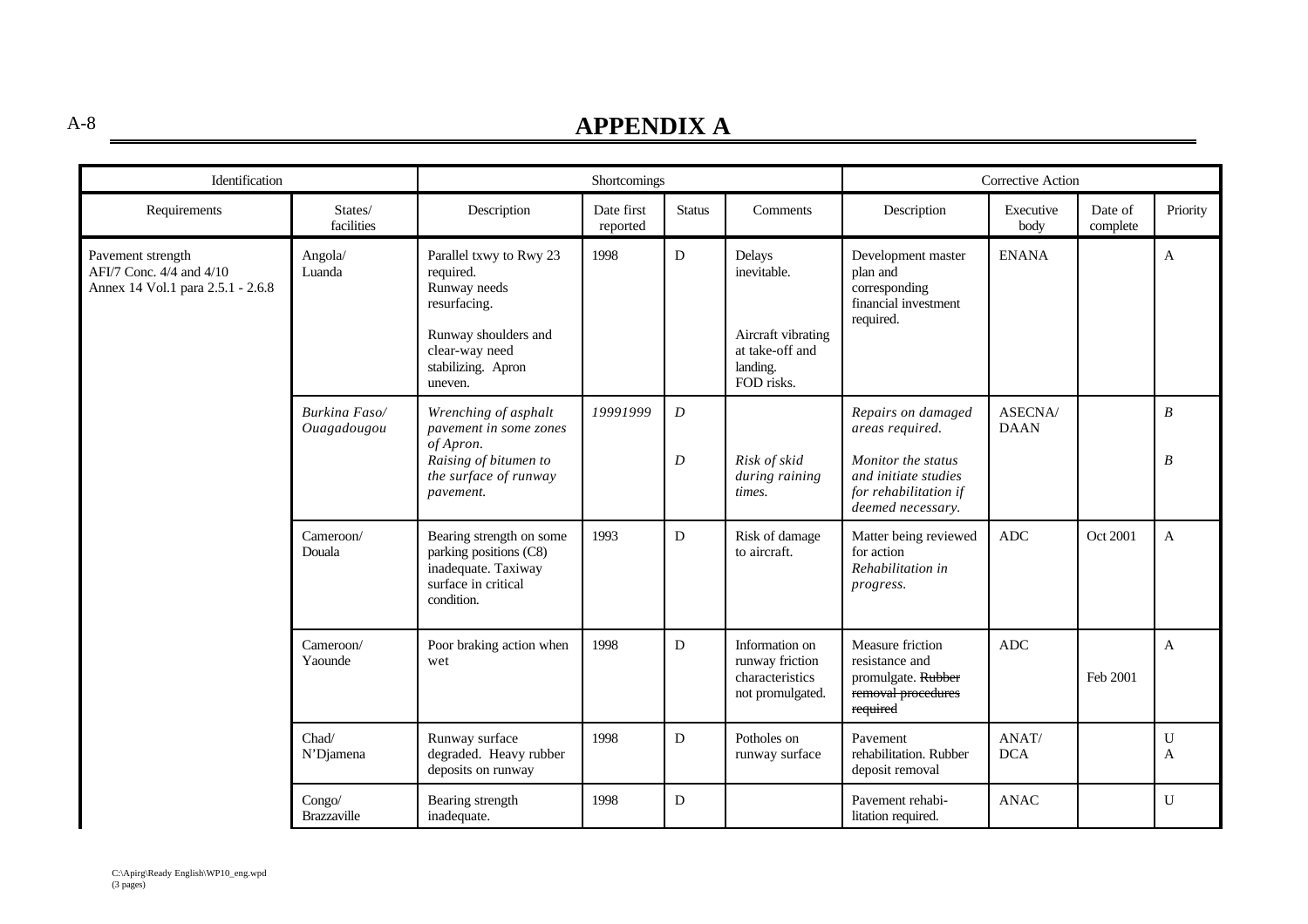# APPENDIX A

| Identification | | Shortcomings | | | | Corrective Action | | | |
|---|---|---|---|---|---|---|---|---|---|
| Requirements | States/ facilities | Description | Date first reported | Status | Comments | Description | Executive body | Date of complete | Priority |
| Pavement strength AFI/7 Conc. 4/4 and 4/10 Annex 14 Vol.1 para 2.5.1 - 2.6.8 | Angola/ Luanda | Parallel txwy to Rwy 23 required. Runway needs resurfacing. Runway shoulders and clear-way need stabilizing. Apron uneven. | 1998 | D | Delays inevitable. Aircraft vibrating at take-off and landing. FOD risks. | Development master plan and corresponding financial investment required. | ENANA | | A |
| | *Burkina Faso/ Ouagadougou* | *Wrenching of asphalt pavement in some zones of Apron. Raising of bitumen to the surface of runway pavement.* | *19991999* | *D* *D* | *Risk of skid during raining times.* | *Repairs on damaged areas required. Monitor the status and initiate studies for rehabilitation if deemed necessary.* | ASECNA/ DAAN | | *B* *B* |
| | Cameroon/ Douala | Bearing strength on some parking positions (C8) inadequate. Taxiway surface in critical condition. | 1993 | D | Risk of damage to aircraft. | Matter being reviewed for action *Rehabilitation in progress.* | ADC | Oct 2001 | A |
| | Cameroon/ Yaounde | Poor braking action when wet | 1998 | D | Information on runway friction characteristics not promulgated. | Measure friction resistance and promulgate. ~~Rubber removal procedures required~~ | ADC | Feb 2001 | A |
| | Chad/ N'Djamena | Runway surface degraded. Heavy rubber deposits on runway | 1998 | D | Potholes on runway surface | Pavement rehabilitation. Rubber deposit removal | ANAT/ DCA | | U A |
| | Congo/ Brazzaville | Bearing strength inadequate. | 1998 | D | | Pavement rehabi-litation required. | ANAC | | U |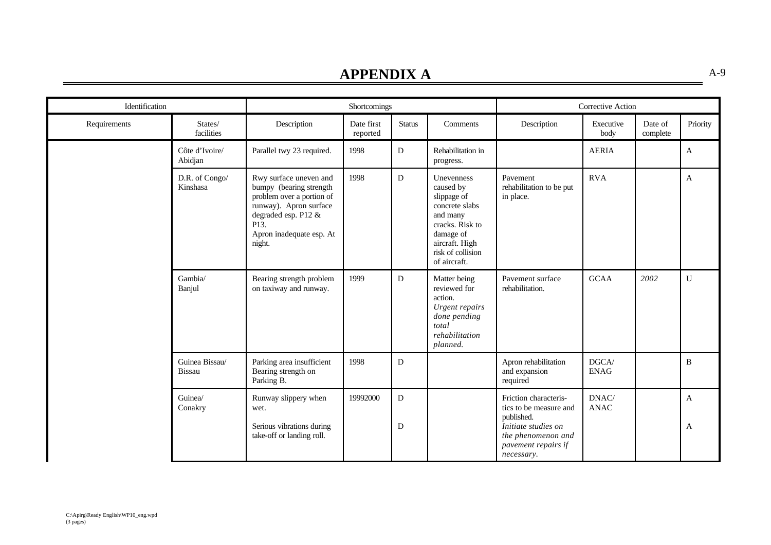# APPENDIX A

| Identification | | Shortcomings | | | | Corrective Action | | | |
|---|---|---|---|---|---|---|---|---|---|
| Requirements | States/ facilities | Description | Date first reported | Status | Comments | Description | Executive body | Date of complete | Priority |
| | Côte d'Ivoire/ Abidjan | Parallel twy 23 required. | 1998 | D | Rehabilitation in progress. | | AERIA | | A |
| | D.R. of Congo/ Kinshasa | Rwy surface uneven and bumpy (bearing strength problem over a portion of runway). Apron surface degraded esp. P12 & P13. Apron inadequate esp. At night. | 1998 | D | Unevenness caused by slippage of concrete slabs and many cracks. Risk to damage of aircraft. High risk of collision of aircraft. | Pavement rehabilitation to be put in place. | RVA | | A |
| | Gambia/ Banjul | Bearing strength problem on taxiway and runway. | 1999 | D | Matter being reviewed for action. *Urgent repairs done pending total rehabilitation planned.* | Pavement surface rehabilitation. | GCAA | *2002* | U |
| | Guinea Bissau/ Bissau | Parking area insufficient Bearing strength on Parking B. | 1998 | D | | Apron rehabilitation and expansion required | DGCA/ ENAG | | B |
| | Guinea/ Conakry | Runway slippery when wet.<br><br>Serious vibrations during take-off or landing roll. | 19992000 | D<br><br>D | | Friction characteris-tics to be measure and published.<br>*Initiate studies on the phenomenon and pavement repairs if necessary.* | DNAC/ ANAC | | A<br><br>A |

C:\Apirg\Ready English\WP10_eng.wpd
(3 pages)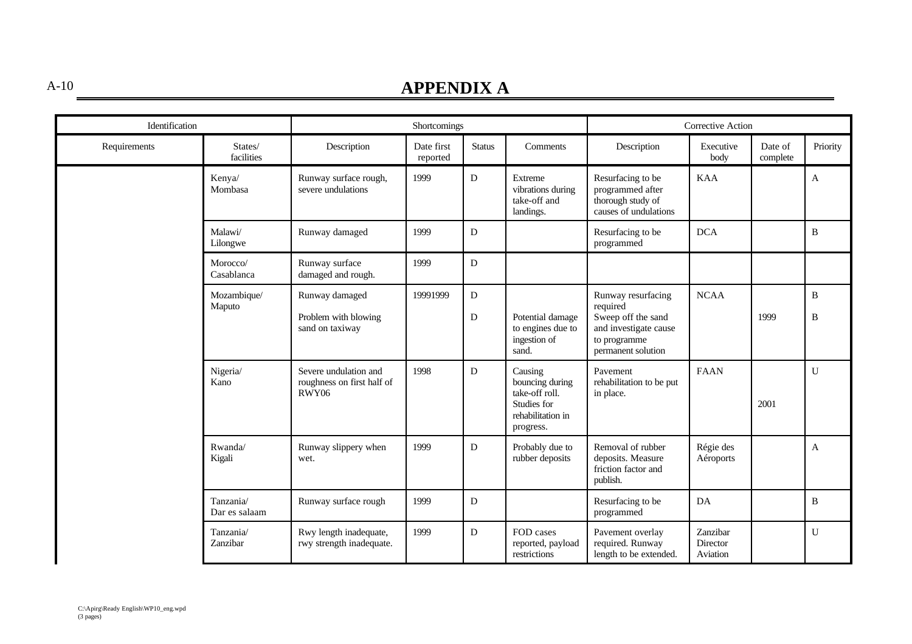# APPENDIX A

| Identification | | Shortcomings | | | | Corrective Action | | | |
|---|---|---|---|---|---|---|---|---|---|
| Requirements | States/ facilities | Description | Date first reported | Status | Comments | Description | Executive body | Date of complete | Priority |
| | Kenya/ Mombasa | Runway surface rough, severe undulations | 1999 | D | Extreme vibrations during take-off and landings. | Resurfacing to be programmed after thorough study of causes of undulations | KAA | | A |
| | Malawi/ Lilongwe | Runway damaged | 1999 | D | | Resurfacing to be programmed | DCA | | B |
| | Morocco/ Casablanca | Runway surface damaged and rough. | 1999 | D | | | | | |
| | Mozambique/ Maputo | Runway damaged<br><br>Problem with blowing sand on taxiway | 19991999 | D<br><br>D | Potential damage to engines due to ingestion of sand. | Runway resurfacing required<br>Sweep off the sand and investigate cause to programme permanent solution | NCAA | 1999 | B<br><br>B |
| | Nigeria/ Kano | Severe undulation and roughness on first half of RWY06 | 1998 | D | Causing bouncing during take-off roll. Studies for rehabilitation in progress. | Pavement rehabilitation to be put in place. | FAAN | 2001 | U |
| | Rwanda/ Kigali | Runway slippery when wet. | 1999 | D | Probably due to rubber deposits | Removal of rubber deposits. Measure friction factor and publish. | Régie des Aéroports | | A |
| | Tanzania/ Dar es salaam | Runway surface rough | 1999 | D | | Resurfacing to be programmed | DA | | B |
| | Tanzania/ Zanzibar | Rwy length inadequate, rwy strength inadequate. | 1999 | D | FOD cases reported, payload restrictions | Pavement overlay required. Runway length to be extended. | Zanzibar Director Aviation | | U |

C:\Apirg\Ready English\WP10_eng.wpd
(3 pages)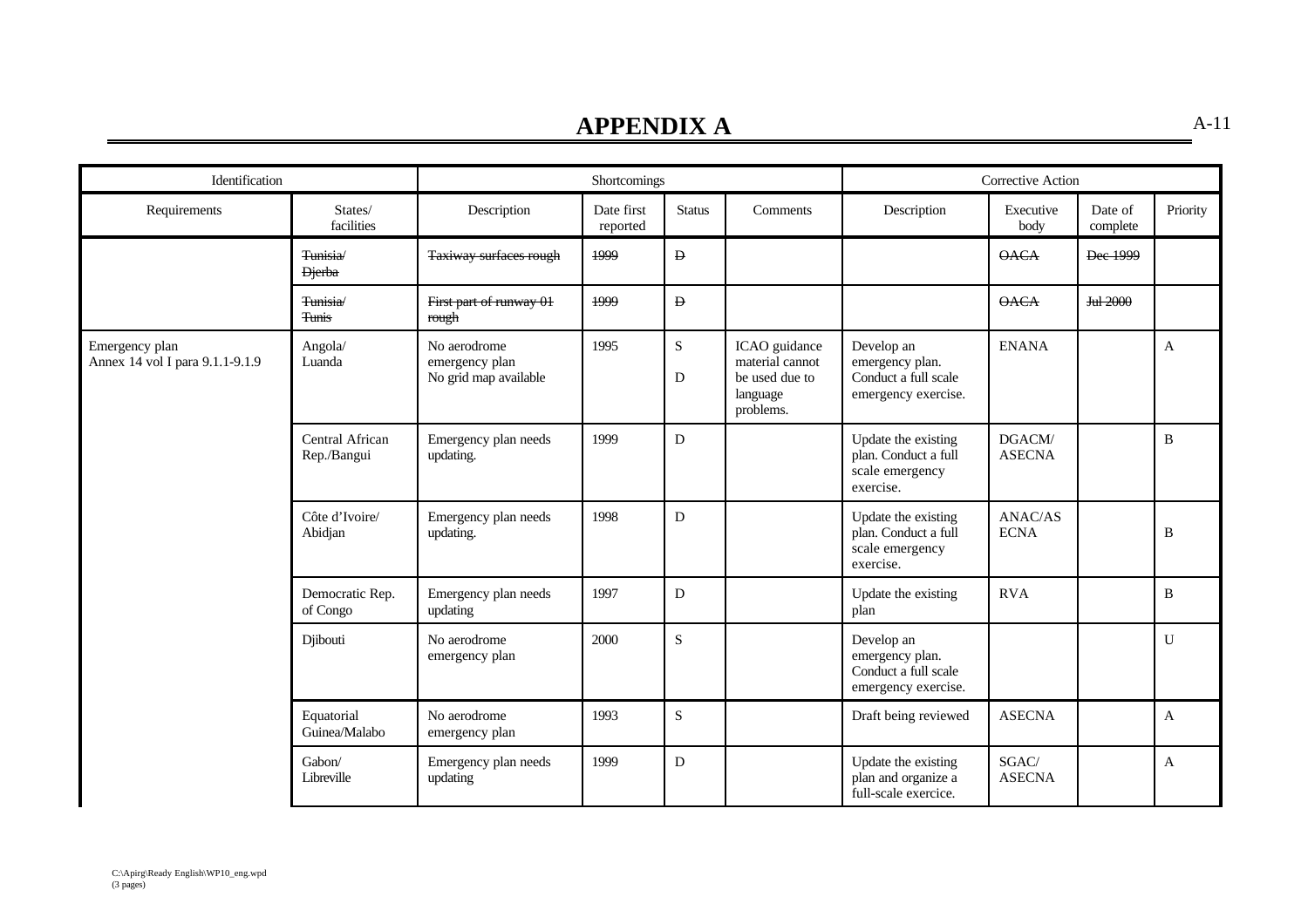# APPENDIX A

| Identification | | Shortcomings | | | | Corrective Action | | | |
|---|---|---|---|---|---|---|---|---|---|
| Requirements | States/ facilities | Description | Date first reported | Status | Comments | Description | Executive body | Date of complete | Priority |
| | ~~Tunisia/ Djerba~~ | ~~Taxiway surfaces rough~~ | ~~1999~~ | ~~D~~ | | | ~~OACA~~ | ~~Dec 1999~~ | |
| | ~~Tunisia/ Tunis~~ | ~~First part of runway 01 rough~~ | ~~1999~~ | ~~D~~ | | | ~~OACA~~ | ~~Jul 2000~~ | |
| Emergency plan Annex 14 vol I para 9.1.1-9.1.9 | Angola/ Luanda | No aerodrome emergency plan No grid map available | 1995 | S D | ICAO guidance material cannot be used due to language problems. | Develop an emergency plan. Conduct a full scale emergency exercise. | ENANA | | A |
| | Central African Rep./Bangui | Emergency plan needs updating. | 1999 | D | | Update the existing plan. Conduct a full scale emergency exercise. | DGACM/ ASECNA | | B |
| | Côte d'Ivoire/ Abidjan | Emergency plan needs updating. | 1998 | D | | Update the existing plan. Conduct a full scale emergency exercise. | ANAC/AS ECNA | | B |
| | Democratic Rep. of Congo | Emergency plan needs updating | 1997 | D | | Update the existing plan | RVA | | B |
| | Djibouti | No aerodrome emergency plan | 2000 | S | | Develop an emergency plan. Conduct a full scale emergency exercise. | | | U |
| | Equatorial Guinea/Malabo | No aerodrome emergency plan | 1993 | S | | Draft being reviewed | ASECNA | | A |
| | Gabon/ Libreville | Emergency plan needs updating | 1999 | D | | Update the existing plan and organize a full-scale exercice. | SGAC/ ASECNA | | A |

C:\Apirg\Ready English\WP10_eng.wpd
(3 pages)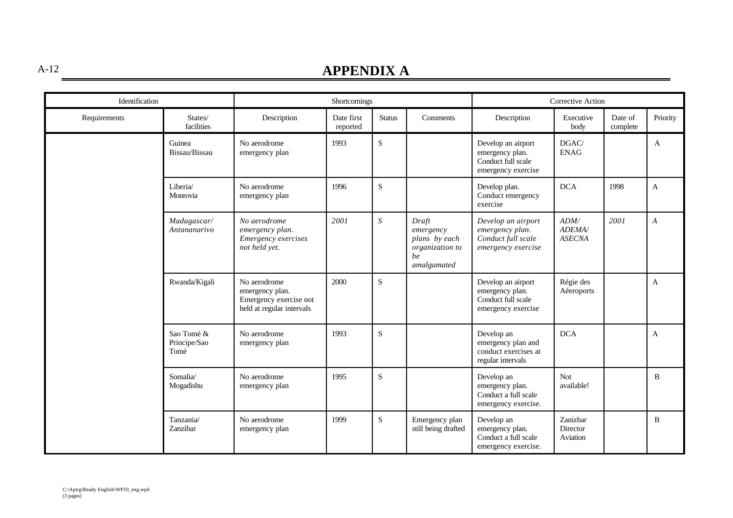# APPENDIX A

| Identification | | Shortcomings | | | | Corrective Action | | | |
|---|---|---|---|---|---|---|---|---|---|
| Requirements | States/ facilities | Description | Date first reported | Status | Comments | Description | Executive body | Date of complete | Priority |
| | Guinea Bissau/Bissau | No aerodrome emergency plan | 1993 | S | | Develop an airport emergency plan. Conduct full scale emergency exercise | DGAC/ ENAG | | A |
| | Liberia/ Monrovia | No aerodrome emergency plan | 1996 | S | | Develop plan. Conduct emergency exercise | DCA | 1998 | A |
| | *Madagascar/ Antananarivo* | *No aerodrome emergency plan. Emergency exercises not held yet.* | *2001* | *S* | *Draft emergency plans by each organization to be amalgamated* | *Develop an airport emergency plan. Conduct full scale emergency exercise* | *ADM/ ADEMA/ ASECNA* | *2001* | *A* |
| | Rwanda/Kigali | No aerodrome emergency plan. Emergency exercise not held at regular intervals | 2000 | S | | Develop an airport emergency plan. Conduct full scale emergency exercise | Régie des Aéeroports | | A |
| | Sao Tomé & Principe/Sao Tomé | No aerodrome emergency plan | 1993 | S | | Develop an emergency plan and conduct exercises at regular intervals | DCA | | A |
| | Somalia/ Mogadishu | No aerodrome emergency plan | 1995 | S | | Develop an emergency plan. Conduct a full scale emergency exercise. | Not available! | | B |
| | Tanzania/ Zanzibar | No aerodrome emergency plan | 1999 | S | Emergency plan still being drafted | Develop an emergency plan. Conduct a full scale emergency exercise. | Zanizbar Director Aviation | | B |

C:\Apirg\Ready English\WP10_eng.wpd
(3 pages)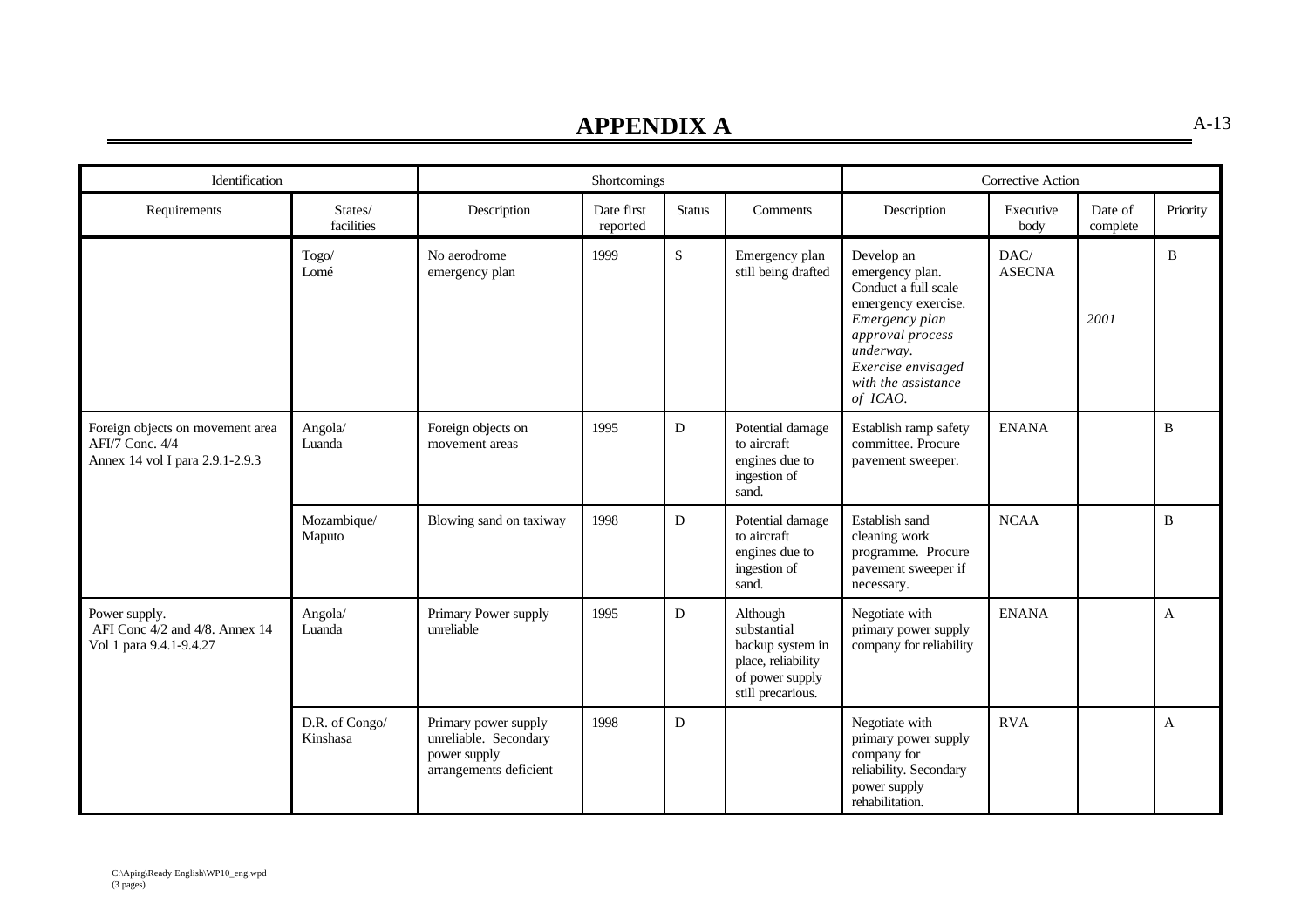# APPENDIX A

| Identification | | Shortcomings | | | | Corrective Action | | | |
|---|---|---|---|---|---|---|---|---|---|
| Requirements | States/ facilities | Description | Date first reported | Status | Comments | Description | Executive body | Date of complete | Priority |
| | Togo/ Lomé | No aerodrome emergency plan | 1999 | S | Emergency plan still being drafted | Develop an emergency plan. Conduct a full scale emergency exercise. *Emergency plan approval process underway. Exercise envisaged with the assistance of ICAO.* | DAC/ ASECNA | *2001* | B |
| Foreign objects on movement area AFI/7 Conc. 4/4 Annex 14 vol I para 2.9.1-2.9.3 | Angola/ Luanda | Foreign objects on movement areas | 1995 | D | Potential damage to aircraft engines due to ingestion of sand. | Establish ramp safety committee. Procure pavement sweeper. | ENANA | | B |
| | Mozambique/ Maputo | Blowing sand on taxiway | 1998 | D | Potential damage to aircraft engines due to ingestion of sand. | Establish sand cleaning work programme. Procure pavement sweeper if necessary. | NCAA | | B |
| Power supply. AFI Conc 4/2 and 4/8. Annex 14 Vol 1 para 9.4.1-9.4.27 | Angola/ Luanda | Primary Power supply unreliable | 1995 | D | Although substantial backup system in place, reliability of power supply still precarious. | Negotiate with primary power supply company for reliability | ENANA | | A |
| | D.R. of Congo/ Kinshasa | Primary power supply unreliable. Secondary power supply arrangements deficient | 1998 | D | | Negotiate with primary power supply company for reliability. Secondary power supply rehabilitation. | RVA | | A |

C:\Apirg\Ready English\WP10_eng.wpd
(3 pages)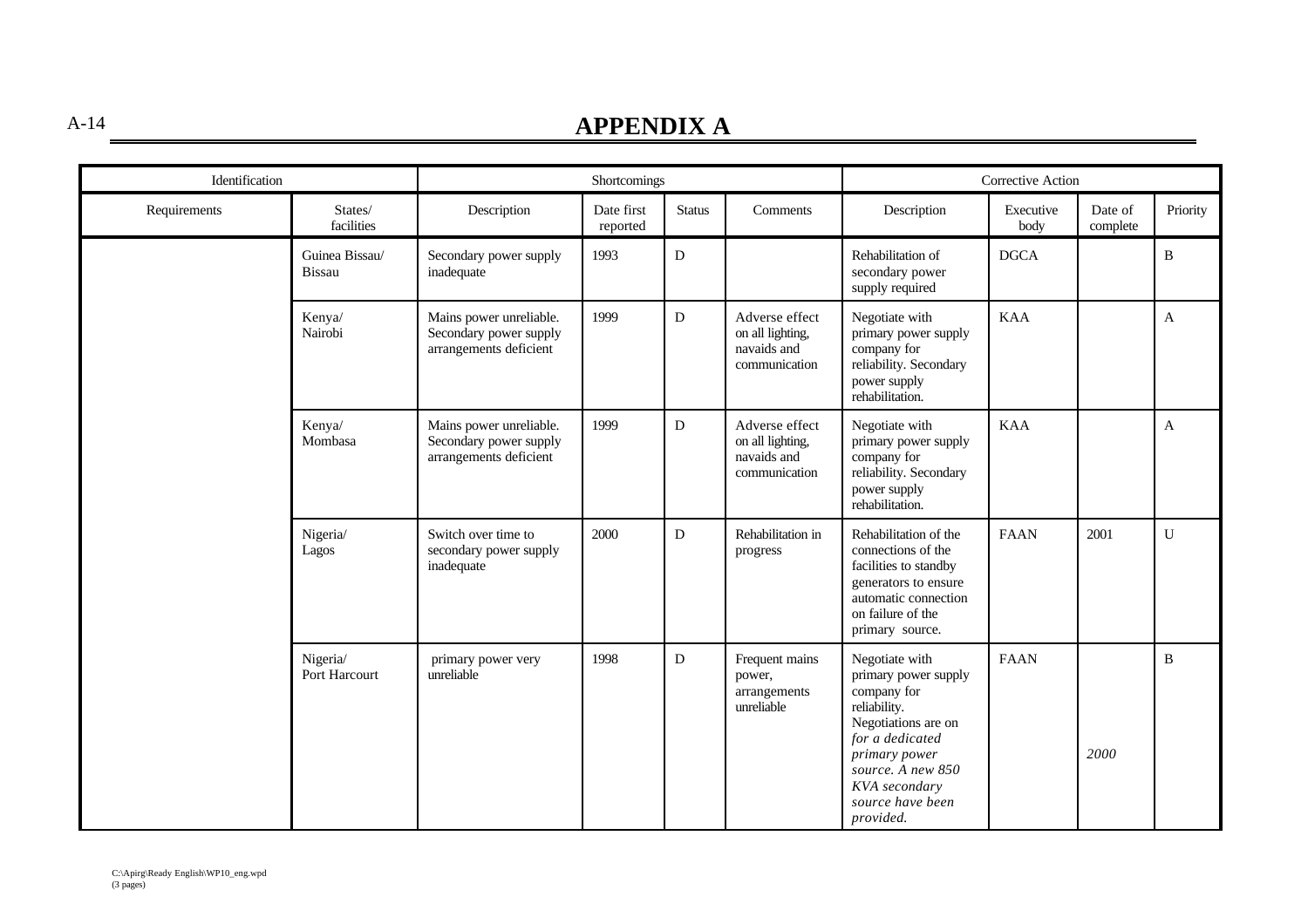# APPENDIX A

| Identification | | Shortcomings | | | | Corrective Action | | | |
|---|---|---|---|---|---|---|---|---|---|
| Requirements | States/ facilities | Description | Date first reported | Status | Comments | Description | Executive body | Date of complete | Priority |
| | Guinea Bissau/ Bissau | Secondary power supply inadequate | 1993 | D | | Rehabilitation of secondary power supply required | DGCA | | B |
| | Kenya/ Nairobi | Mains power unreliable. Secondary power supply arrangements deficient | 1999 | D | Adverse effect on all lighting, navaids and communication | Negotiate with primary power supply company for reliability. Secondary power supply rehabilitation. | KAA | | A |
| | Kenya/ Mombasa | Mains power unreliable. Secondary power supply arrangements deficient | 1999 | D | Adverse effect on all lighting, navaids and communication | Negotiate with primary power supply company for reliability. Secondary power supply rehabilitation. | KAA | | A |
| | Nigeria/ Lagos | Switch over time to secondary power supply inadequate | 2000 | D | Rehabilitation in progress | Rehabilitation of the connections of the facilities to standby generators to ensure automatic connection on failure of the primary source. | FAAN | 2001 | U |
| | Nigeria/ Port Harcourt | primary power very unreliable | 1998 | D | Frequent mains power, arrangements unreliable | Negotiate with primary power supply company for reliability. *Negotiations are on for a dedicated primary power source. A new 850 KVA secondary source have been provided.* | FAAN | *2000* | B |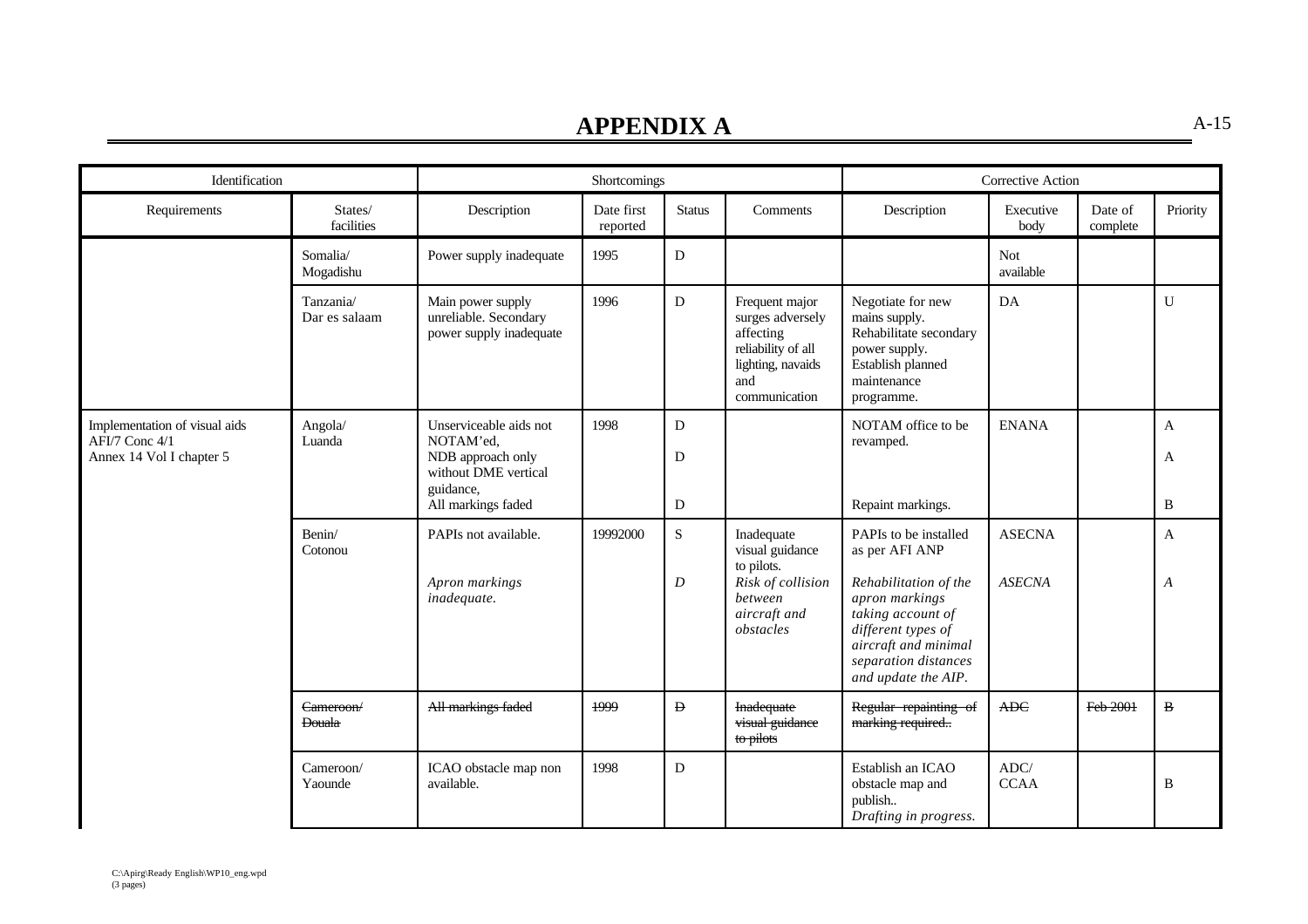# APPENDIX A

| Identification | | Shortcomings | | | | Corrective Action | | | |
|---|---|---|---|---|---|---|---|---|---|
| Requirements | States/ facilities | Description | Date first reported | Status | Comments | Description | Executive body | Date of complete | Priority |
| | Somalia/ Mogadishu | Power supply inadequate | 1995 | D | | | Not available | | |
| | Tanzania/ Dar es salaam | Main power supply unreliable. Secondary power supply inadequate | 1996 | D | Frequent major surges adversely affecting reliability of all lighting, navaids and communication | Negotiate for new mains supply. Rehabilitate secondary power supply. Establish planned maintenance programme. | DA | | U |
| Implementation of visual aids AFI/7 Conc 4/1 Annex 14 Vol I chapter 5 | Angola/ Luanda | Unserviceable aids not NOTAM'ed, NDB approach only without DME vertical guidance, All markings faded | 1998 | D D D | | NOTAM office to be revamped. Repaint markings. | ENANA | | A A B |
| | Benin/ Cotonou | PAPIs not available. *Apron markings inadequate.* | 19992000 | S *D* | Inadequate visual guidance to pilots. *Risk of collision between aircraft and obstacles* | PAPIs to be installed as per AFI ANP *Rehabilitation of the apron markings taking account of different types of aircraft and minimal separation distances and update the AIP.* | ASECNA *ASECNA* | | A *A* |
| | ~~Cameroon/ Douala~~ | ~~All markings faded~~ | ~~1999~~ | ~~D~~ | ~~Inadequate visual guidance to pilots~~ | ~~Regular repainting of marking required..~~ | ~~ADC~~ | ~~Feb 2001~~ | ~~B~~ |
| | Cameroon/ Yaounde | ICAO obstacle map non available. | 1998 | D | | Establish an ICAO obstacle map and publish.. *Drafting in progress.* | ADC/ CCAA | | B |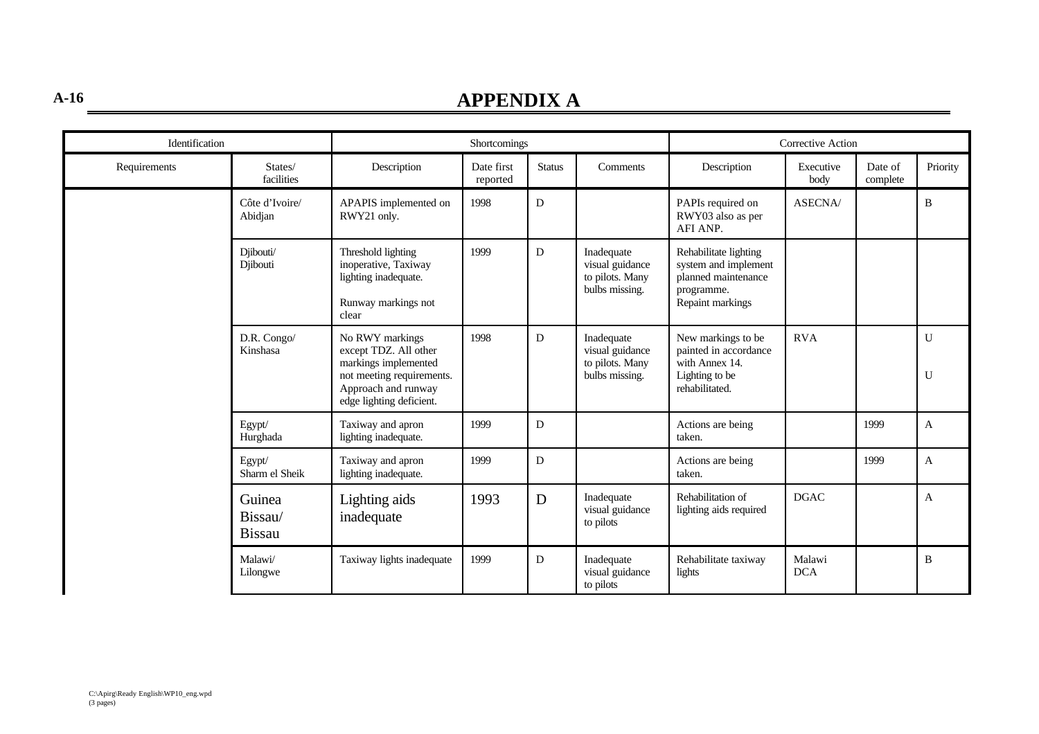# APPENDIX A

| Identification | | Shortcomings | | | | Corrective Action | | | |
|---|---|---|---|---|---|---|---|---|---|
| Requirements | States/ facilities | Description | Date first reported | Status | Comments | Description | Executive body | Date of complete | Priority |
| | Côte d'Ivoire/ Abidjan | APAPIS implemented on RWY21 only. | 1998 | D | | PAPIs required on RWY03 also as per AFI ANP. | ASECNA/ | | B |
| | Djibouti/ Djibouti | Threshold lighting inoperative, Taxiway lighting inadequate.<br><br>Runway markings not clear | 1999 | D | Inadequate visual guidance to pilots. Many bulbs missing. | Rehabilitate lighting system and implement planned maintenance programme.<br>Repaint markings | | | |
| | D.R. Congo/ Kinshasa | No RWY markings except TDZ. All other markings implemented not meeting requirements. Approach and runway edge lighting deficient. | 1998 | D | Inadequate visual guidance to pilots. Many bulbs missing. | New markings to be painted in accordance with Annex 14. Lighting to be rehabilitated. | RVA | | U<br><br>U |
| | Egypt/ Hurghada | Taxiway and apron lighting inadequate. | 1999 | D | | Actions are being taken. | | 1999 | A |
| | Egypt/ Sharm el Sheik | Taxiway and apron lighting inadequate. | 1999 | D | | Actions are being taken. | | 1999 | A |
| | Guinea Bissau/ Bissau | Lighting aids inadequate | 1993 | D | Inadequate visual guidance to pilots | Rehabilitation of lighting aids required | DGAC | | A |
| | Malawi/ Lilongwe | Taxiway lights inadequate | 1999 | D | Inadequate visual guidance to pilots | Rehabilitate taxiway lights | Malawi DCA | | B |

C:\Apirg\Ready English\WP10_eng.wpd
(3 pages)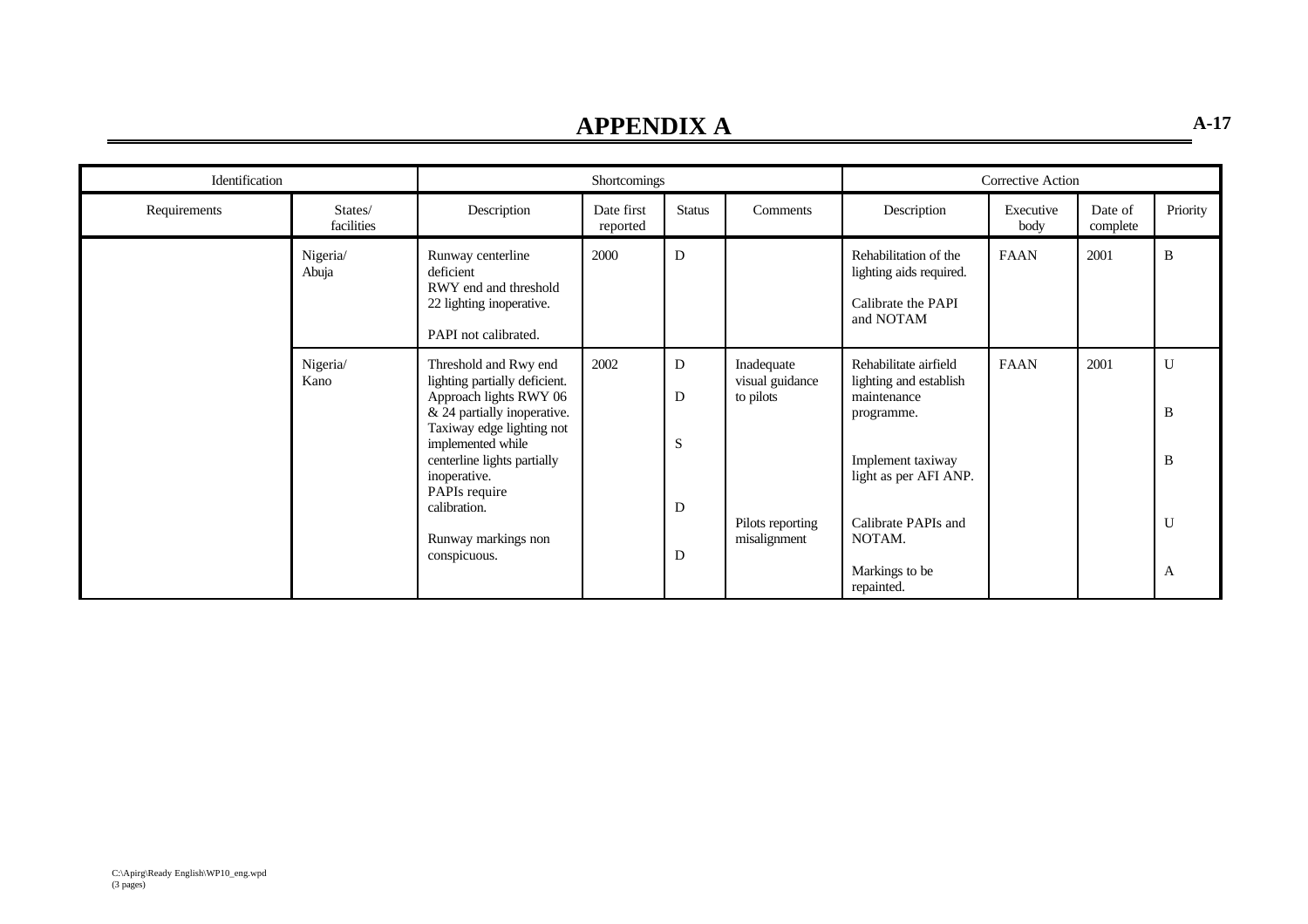# APPENDIX A

| Identification | | Shortcomings | | | | Corrective Action | | | |
|---|---|---|---|---|---|---|---|---|---|
| Requirements | States/ facilities | Description | Date first reported | Status | Comments | Description | Executive body | Date of complete | Priority |
| | Nigeria/ Abuja | Runway centerline deficient<br>RWY end and threshold 22 lighting inoperative.<br>PAPI not calibrated. | 2000 | D | | Rehabilitation of the lighting aids required.<br>Calibrate the PAPI and NOTAM | FAAN | 2001 | B |
| | Nigeria/ Kano | Threshold and Rwy end lighting partially deficient.<br>Approach lights RWY 06 & 24 partially inoperative.<br>Taxiway edge lighting not implemented while centerline lights partially inoperative.<br>PAPIs require calibration.<br>Runway markings non conspicuous. | 2002 | D<br>D<br>S<br>D<br>D | Inadequate visual guidance to pilots<br>Pilots reporting misalignment | Rehabilitate airfield lighting and establish maintenance programme.<br>Implement taxiway light as per AFI ANP.<br>Calibrate PAPIs and NOTAM.<br>Markings to be repainted. | FAAN | 2001 | U<br>B<br>B<br>U<br>A |

C:\Apirg\Ready English\WP10_eng.wpd
(3 pages)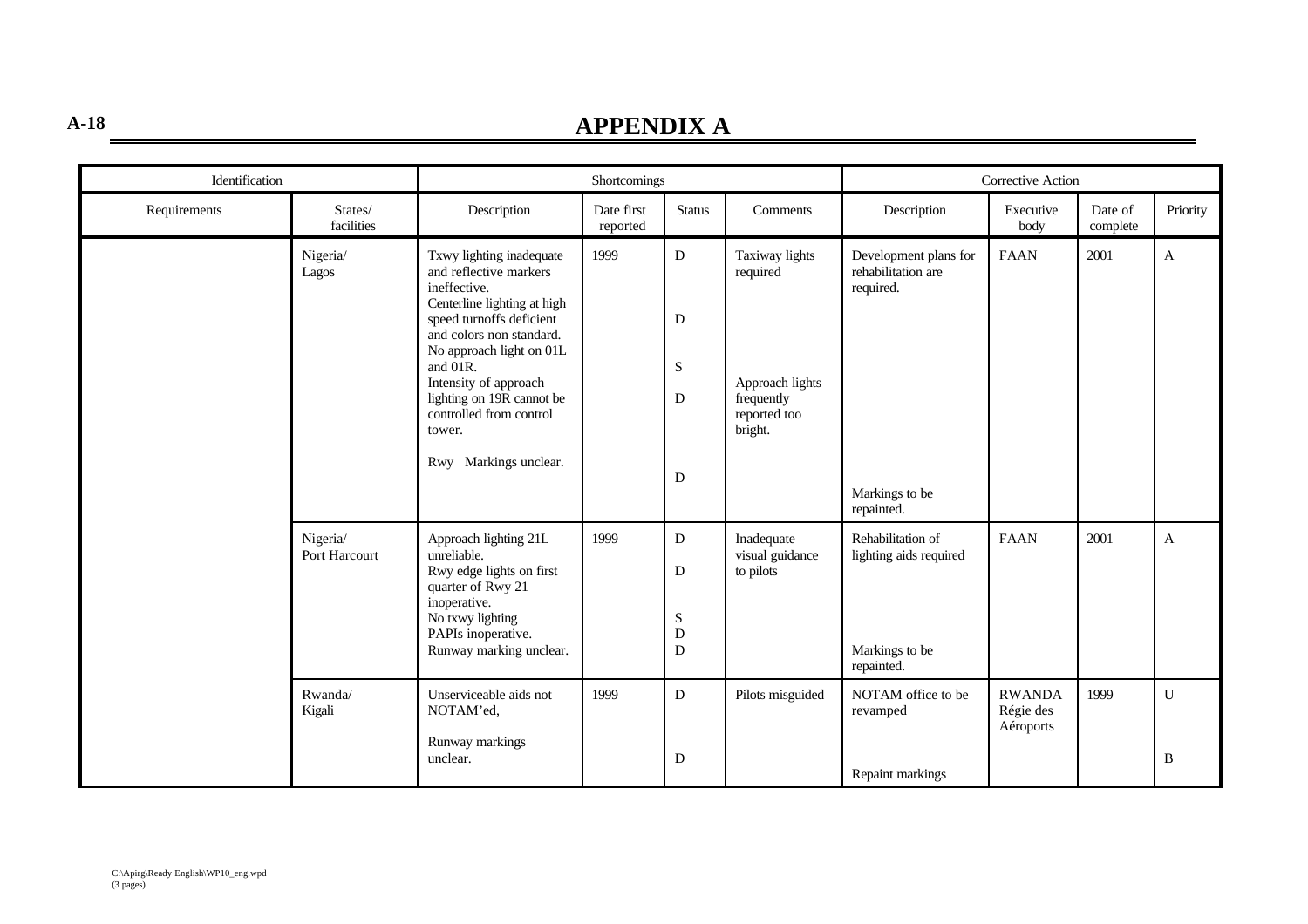# APPENDIX A

| Identification | | Shortcomings | | | | Corrective Action | | | |
|---|---|---|---|---|---|---|---|---|---|
| Requirements | States/ facilities | Description | Date first reported | Status | Comments | Description | Executive body | Date of complete | Priority |
| | Nigeria/ Lagos | Txwy lighting inadequate and reflective markers ineffective.<br>Centerline lighting at high speed turnoffs deficient and colors non standard.<br>No approach light on 01L and 01R.<br>Intensity of approach lighting on 19R cannot be controlled from control tower.<br>Rwy Markings unclear. | 1999 | D<br>D<br>S<br>D<br>D | Taxiway lights required<br>Approach lights frequently reported too bright. | Development plans for rehabilitation are required.<br>Markings to be repainted. | FAAN | 2001 | A |
| | Nigeria/ Port Harcourt | Approach lighting 21L unreliable.<br>Rwy edge lights on first quarter of Rwy 21 inoperative.<br>No txwy lighting<br>PAPIs inoperative.<br>Runway marking unclear. | 1999 | D<br>D<br>S<br>D<br>D | Inadequate visual guidance to pilots | Rehabilitation of lighting aids required<br>Markings to be repainted. | FAAN | 2001 | A |
| | Rwanda/ Kigali | Unserviceable aids not NOTAM'ed,<br>Runway markings unclear. | 1999 | D<br>D | Pilots misguided | NOTAM office to be revamped<br>Repaint markings | RWANDA Régie des Aéroports | 1999 | U<br>B |

C:\Apirg\Ready English\WP10_eng.wpd
(3 pages)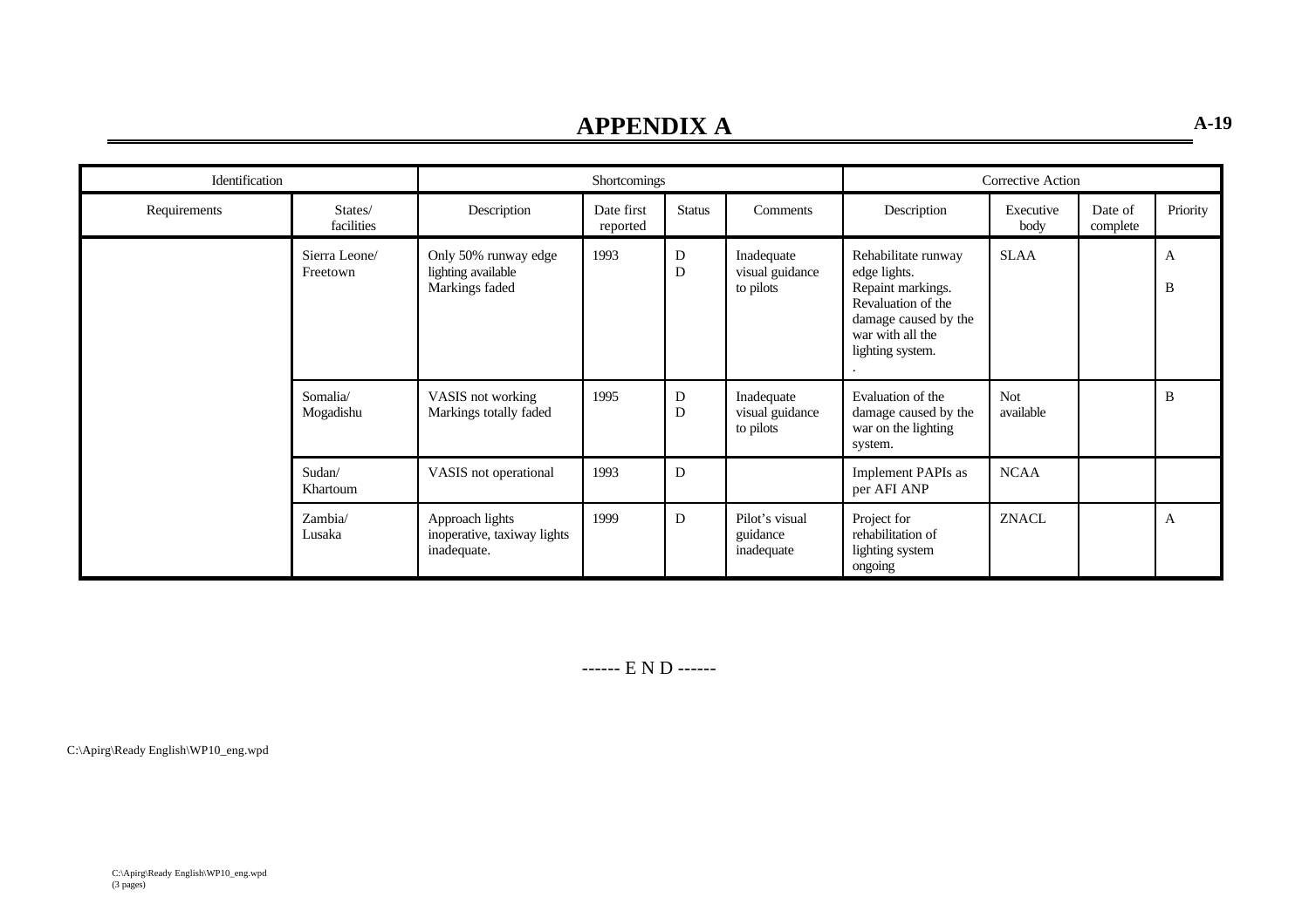# APPENDIX A

| Identification | | Shortcomings | | | | Corrective Action | | | |
|---|---|---|---|---|---|---|---|---|---|
| Requirements | States/ facilities | Description | Date first reported | Status | Comments | Description | Executive body | Date of complete | Priority |
| | Sierra Leone/ Freetown | Only 50% runway edge lighting available Markings faded | 1993 | D D | Inadequate visual guidance to pilots | Rehabilitate runway edge lights. Repaint markings. Revaluation of the damage caused by the war with all the lighting system. . | SLAA | | A B |
| | Somalia/ Mogadishu | VASIS not working Markings totally faded | 1995 | D D | Inadequate visual guidance to pilots | Evaluation of the damage caused by the war on the lighting system. | Not available | | B |
| | Sudan/ Khartoum | VASIS not operational | 1993 | D | | Implement PAPIs as per AFI ANP | NCAA | | |
| | Zambia/ Lusaka | Approach lights inoperative, taxiway lights inadequate. | 1999 | D | Pilot's visual guidance inadequate | Project for rehabilitation of lighting system ongoing | ZNACL | | A |

------ E N D ------

C:\Apirg\Ready English\WP10_eng.wpd

C:\Apirg\Ready English\WP10_eng.wpd
(3 pages)